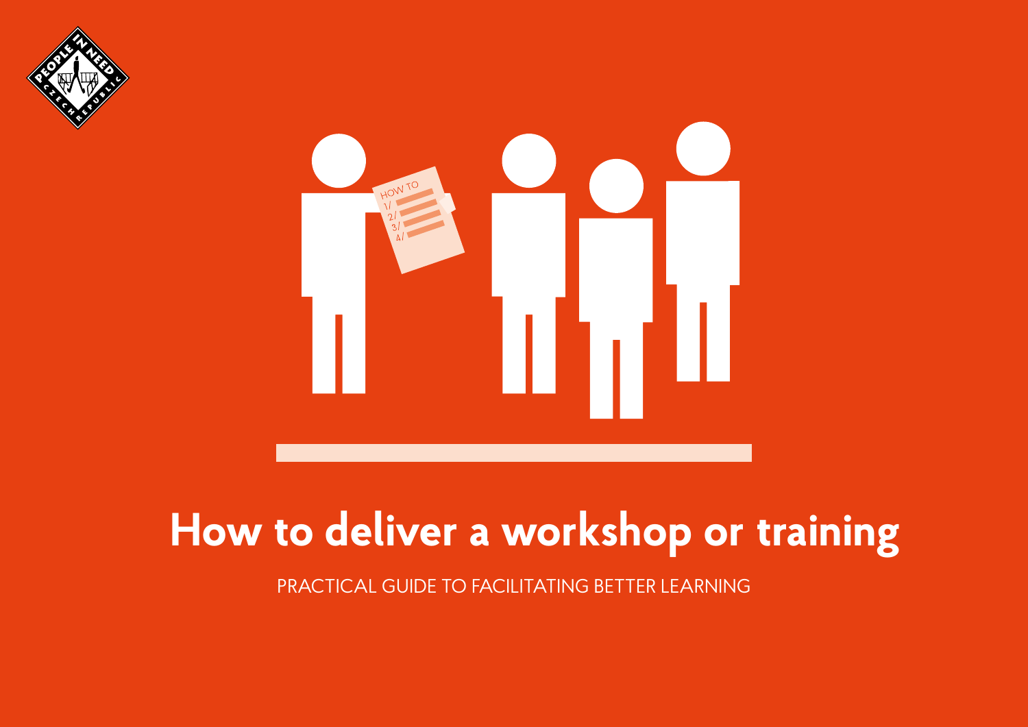# How to deliver a workshop or training

PRACTICAL GUIDE TO FACILITATING BETTER LEARNING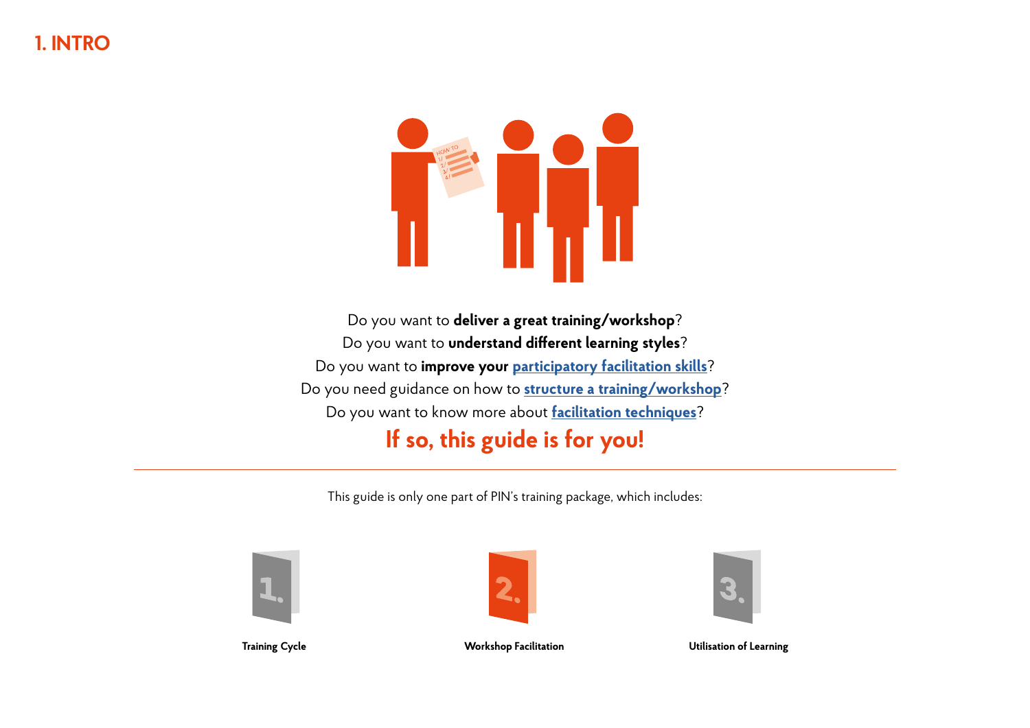# 1. INTRO

Do you want to **deliver a great training/workshop**?

Do you want to **understand different learning styles**?

Do you want to **improve your participatory facilitation skills**?

Do you need guidance on how to **structure a training/workshop**?

Do you want to know more about **facilitation techniques**?

## If so, this guide is for you!

---

This guide is only one part of PIN's training package, which includes:

1. **Training Cycle**
2. **Workshop Facilitation**
3. **Utilisation of Learning**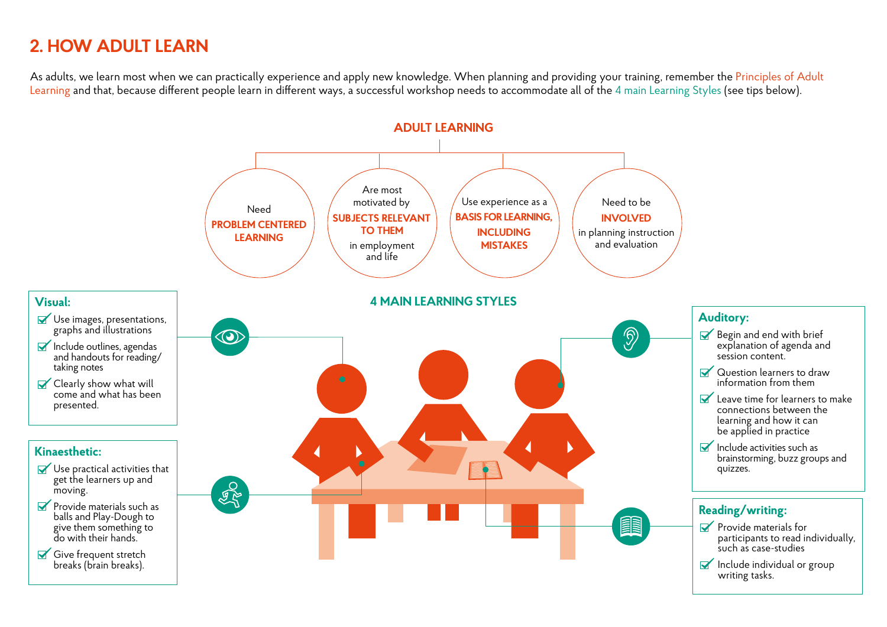## 2. HOW ADULT LEARN

As adults, we learn most when we can practically experience and apply new knowledge. When planning and providing your training, remember the Principles of Adult Learning and that, because different people learn in different ways, a successful workshop needs to accommodate all of the 4 main Learning Styles (see tips below).

### ADULT LEARNING

- Need **PROBLEM CENTERED LEARNING**
- Are most motivated by **SUBJECTS RELEVANT TO THEM** in employment and life
- Use experience as a **BASIS FOR LEARNING, INCLUDING MISTAKES**
- Need to be **INVOLVED** in planning instruction and evaluation

### 4 MAIN LEARNING STYLES

**Visual:**

- Use images, presentations, graphs and illustrations
- Include outlines, agendas and handouts for reading/ taking notes
- Clearly show what will come and what has been presented.

**Kinaesthetic:**

- Use practical activities that get the learners up and moving.
- Provide materials such as balls and Play-Dough to give them something to do with their hands.
- Give frequent stretch breaks (brain breaks).

**Auditory:**

- Begin and end with brief explanation of agenda and session content.
- Question learners to draw information from them
- Leave time for learners to make connections between the learning and how it can be applied in practice
- Include activities such as brainstorming, buzz groups and quizzes.

**Reading/writing:**

- Provide materials for participants to read individually, such as case-studies
- Include individual or group writing tasks.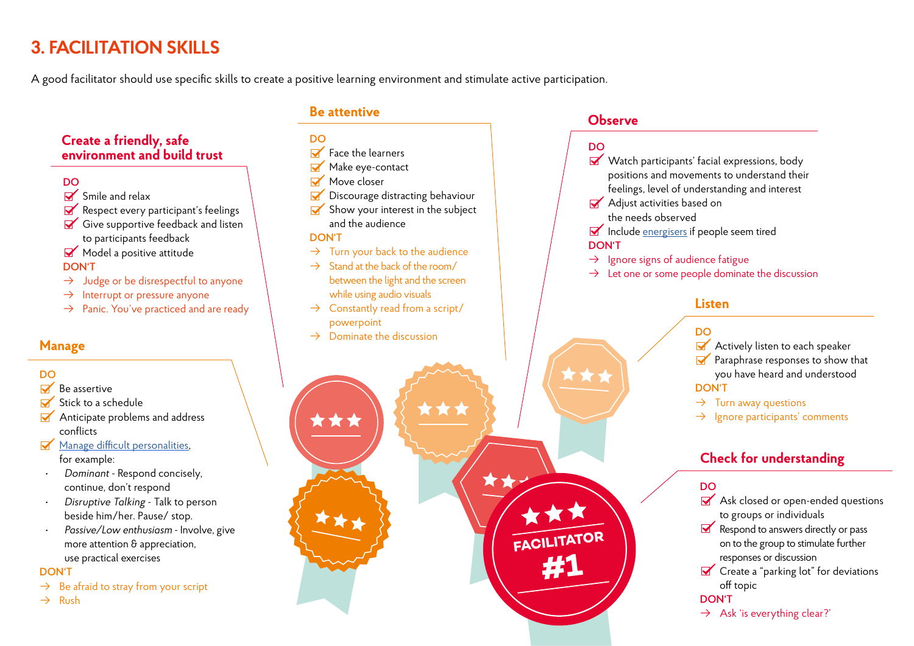# 3. FACILITATION SKILLS

A good facilitator should use specific skills to create a positive learning environment and stimulate active participation.

## Create a friendly, safe environment and build trust

**DO**

- Smile and relax
- Respect every participant's feelings
- Give supportive feedback and listen to participants feedback
- Model a positive attitude

**DON'T**

- → Judge or be disrespectful to anyone
- → Interrupt or pressure anyone
- → Panic. You've practiced and are ready

## Be attentive

**DO**

- Face the learners
- Make eye-contact
- Move closer
- Discourage distracting behaviour
- Show your interest in the subject and the audience

**DON'T**

- → Turn your back to the audience
- → Stand at the back of the room/ between the light and the screen while using audio visuals
- → Constantly read from a script/ powerpoint
- → Dominate the discussion

## Observe

**DO**

- Watch participants' facial expressions, body positions and movements to understand their feelings, level of understanding and interest
- Adjust activities based on the needs observed
- Include energisers if people seem tired

**DON'T**

- → Ignore signs of audience fatigue
- → Let one or some people dominate the discussion

## Manage

**DO**

- Be assertive
- Stick to a schedule
- Anticipate problems and address conflicts
- Manage difficult personalities, for example:
  - *Dominant* - Respond concisely, continue, don't respond
  - *Disruptive Talking* - Talk to person beside him/her. Pause/ stop.
  - *Passive/Low enthusiasm* - Involve, give more attention & appreciation, use practical exercises

**DON'T**

- → Be afraid to stray from your script
- → Rush

## Listen

**DO**

- Actively listen to each speaker
- Paraphrase responses to show that you have heard and understood

**DON'T**

- → Turn away questions
- → Ignore participants' comments

## Check for understanding

**DO**

- Ask closed or open-ended questions to groups or individuals
- Respond to answers directly or pass on to the group to stimulate further responses or discussion
- Create a "parking lot" for deviations off topic

**DON'T**

- → Ask 'is everything clear?'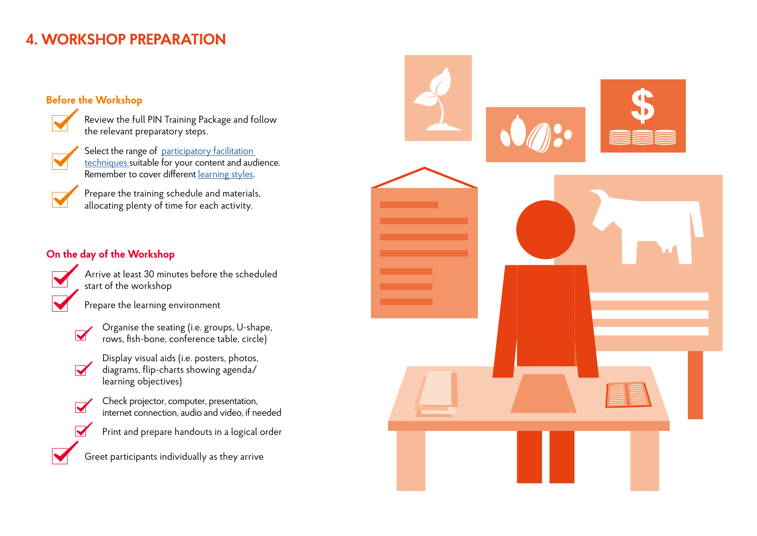# 4. WORKSHOP PREPARATION

## Before the Workshop

- Review the full PIN Training Package and follow the relevant preparatory steps.
- Select the range of participatory facilitation techniques suitable for your content and audience. Remember to cover different learning styles.
- Prepare the training schedule and materials, allocating plenty of time for each activity.

## On the day of the Workshop

- Arrive at least 30 minutes before the scheduled start of the workshop
- Prepare the learning environment
  - Organise the seating (i.e. groups, U-shape, rows, fish-bone, conference table, circle)
  - Display visual aids (i.e. posters, photos, diagrams, flip-charts showing agenda/learning objectives)
  - Check projector, computer, presentation, internet connection, audio and video, if needed
  - Print and prepare handouts in a logical order
- Greet participants individually as they arrive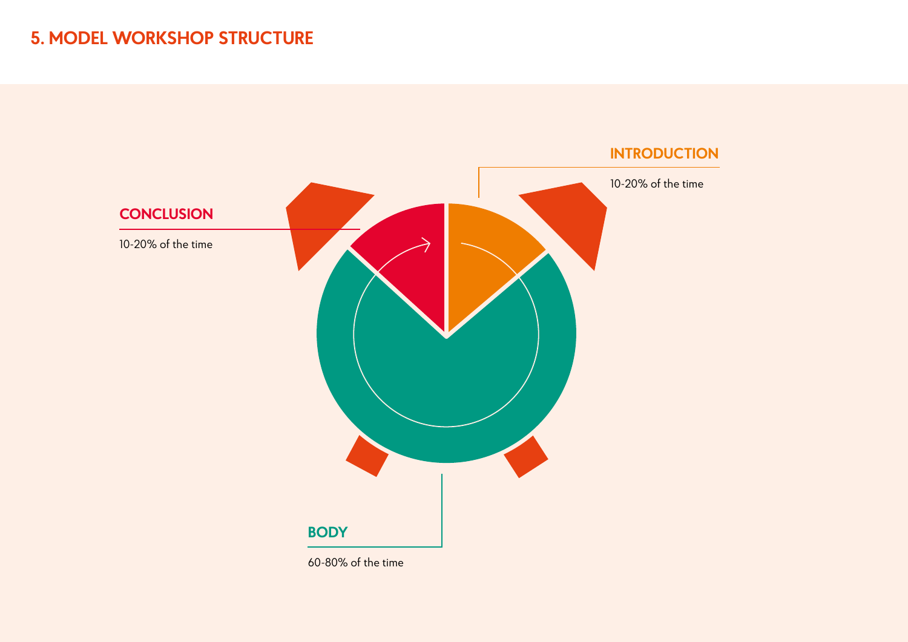## 5. MODEL WORKSHOP STRUCTURE

**INTRODUCTION**

10-20% of the time

**CONCLUSION**

10-20% of the time

**BODY**

60-80% of the time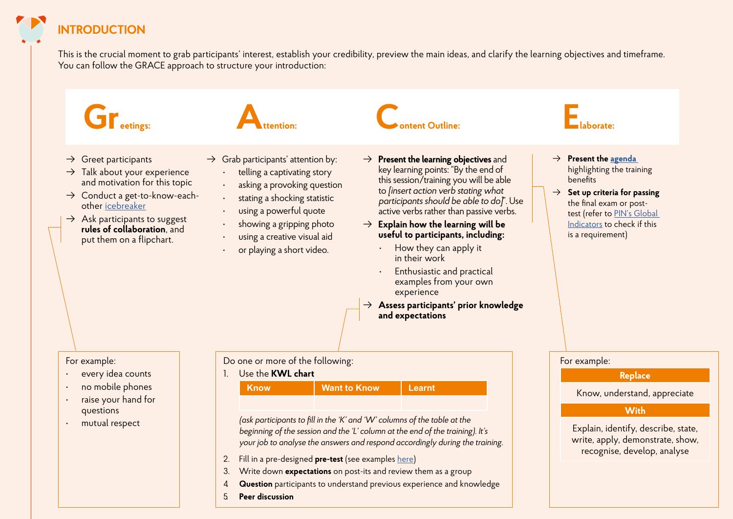# INTRODUCTION

This is the crucial moment to grab participants' interest, establish your credibility, preview the main ideas, and clarify the learning objectives and timeframe. You can follow the GRACE approach to structure your introduction:

## Greetings:

- → Greet participants
- → Talk about your experience and motivation for this topic
- → Conduct a get-to-know-each-other icebreaker
- → Ask participants to suggest **rules of collaboration**, and put them on a flipchart.

For example:

- every idea counts
- no mobile phones
- raise your hand for questions
- mutual respect

## Attention:

- → Grab participants' attention by:
  - telling a captivating story
  - asking a provoking question
  - stating a shocking statistic
  - using a powerful quote
  - showing a gripping photo
  - using a creative visual aid
  - or playing a short video.

## Content Outline:

- → **Present the learning objectives** and key learning points: "By the end of this session/training you will be able to *[insert action verb stating what participants should be able to do]*". Use active verbs rather than passive verbs.
- → **Explain how the learning will be useful to participants, including:**
  - How they can apply it in their work
  - Enthusiastic and practical examples from your own experience
- → **Assess participants' prior knowledge and expectations**

Do one or more of the following:

1. Use the **KWL chart**

| Know | Want to Know | Learnt |
|---|---|---|
| | | |

*(ask participants to fill in the 'K' and 'W' columns of the table at the beginning of the session and the 'L' column at the end of the training). It's your job to analyse the answers and respond accordingly during the training.*

2. Fill in a pre-designed **pre-test** (see examples here)
3. Write down **expectations** on post-its and review them as a group
4. **Question** participants to understand previous experience and knowledge
5. **Peer discussion**

## Elaborate:

- → **Present the agenda** highlighting the training benefits
- → **Set up criteria for passing** the final exam or post-test (refer to PIN's Global Indicators to check if this is a requirement)

For example:

| Replace |
|---|
| Know, understand, appreciate |
| **With** |
| Explain, identify, describe, state, write, apply, demonstrate, show, recognise, develop, analyse |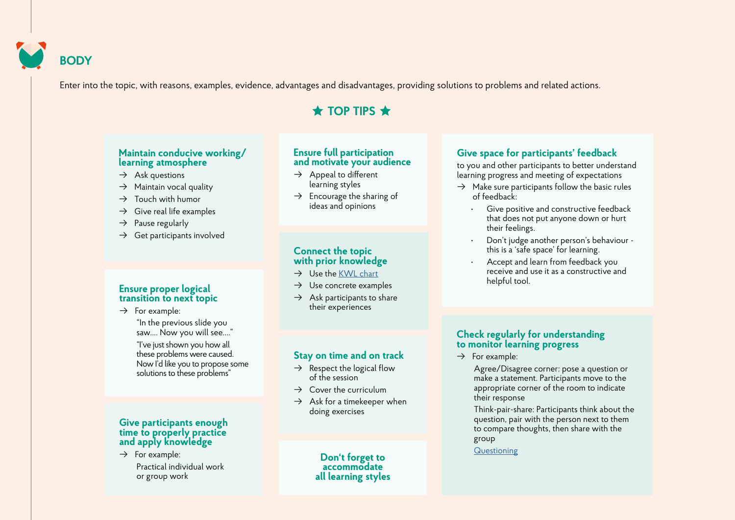## BODY

Enter into the topic, with reasons, examples, evidence, advantages and disadvantages, providing solutions to problems and related actions.

### ★ TOP TIPS ★

#### Maintain conducive working/ learning atmosphere

- → Ask questions
- → Maintain vocal quality
- → Touch with humor
- → Give real life examples
- → Pause regularly
- → Get participants involved

#### Ensure proper logical transition to next topic

- → For example:

  "In the previous slide you saw…. Now you will see…."

  "I've just shown you how all these problems were caused. Now I'd like you to propose some solutions to these problems"

#### Give participants enough time to properly practice and apply knowledge

- → For example:

  Practical individual work or group work

#### Ensure full participation and motivate your audience

- → Appeal to different learning styles
- → Encourage the sharing of ideas and opinions

#### Connect the topic with prior knowledge

- → Use the [KWL chart]
- → Use concrete examples
- → Ask participants to share their experiences

#### Stay on time and on track

- → Respect the logical flow of the session
- → Cover the curriculum
- → Ask for a timekeeper when doing exercises

#### Don't forget to accommodate all learning styles

#### Give space for participants' feedback

to you and other participants to better understand learning progress and meeting of expectations

- → Make sure participants follow the basic rules of feedback:
  - Give positive and constructive feedback that does not put anyone down or hurt their feelings.
  - Don't judge another person's behaviour - this is a 'safe space' for learning.
  - Accept and learn from feedback you receive and use it as a constructive and helpful tool.

#### Check regularly for understanding to monitor learning progress

- → For example:

  Agree/Disagree corner: pose a question or make a statement. Participants move to the appropriate corner of the room to indicate their response

  Think-pair-share: Participants think about the question, pair with the person next to them to compare thoughts, then share with the group

  [Questioning]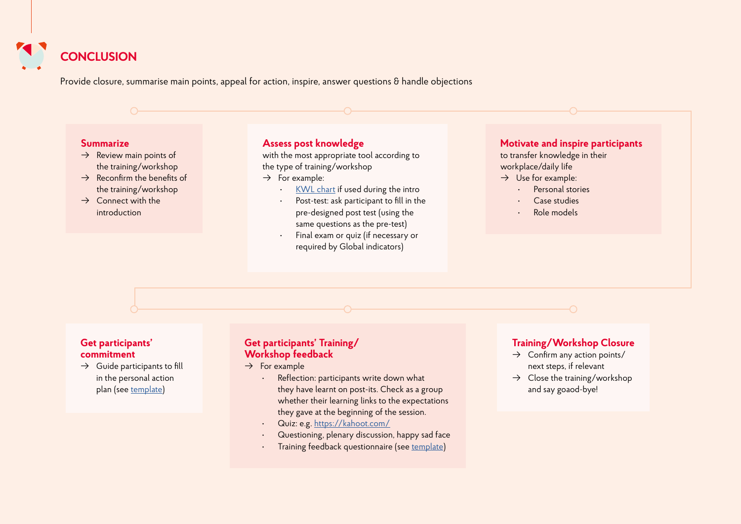# CONCLUSION

Provide closure, summarise main points, appeal for action, inspire, answer questions & handle objections

### Summarize

- → Review main points of the training/workshop
- → Reconfirm the benefits of the training/workshop
- → Connect with the introduction

### Assess post knowledge

with the most appropriate tool according to the type of training/workshop

- → For example:
  - KWL chart if used during the intro
  - Post-test: ask participant to fill in the pre-designed post test (using the same questions as the pre-test)
  - Final exam or quiz (if necessary or required by Global indicators)

### Motivate and inspire participants

to transfer knowledge in their workplace/daily life

- → Use for example:
  - Personal stories
  - Case studies
  - Role models

### Get participants' commitment

- → Guide participants to fill in the personal action plan (see template)

### Get participants' Training/ Workshop feedback

- → For example
  - Reflection: participants write down what they have learnt on post-its. Check as a group whether their learning links to the expectations they gave at the beginning of the session.
  - Quiz: e.g. https://kahoot.com/
  - Questioning, plenary discussion, happy sad face
  - Training feedback questionnaire (see template)

### Training/Workshop Closure

- → Confirm any action points/ next steps, if relevant
- → Close the training/workshop and say goaod-bye!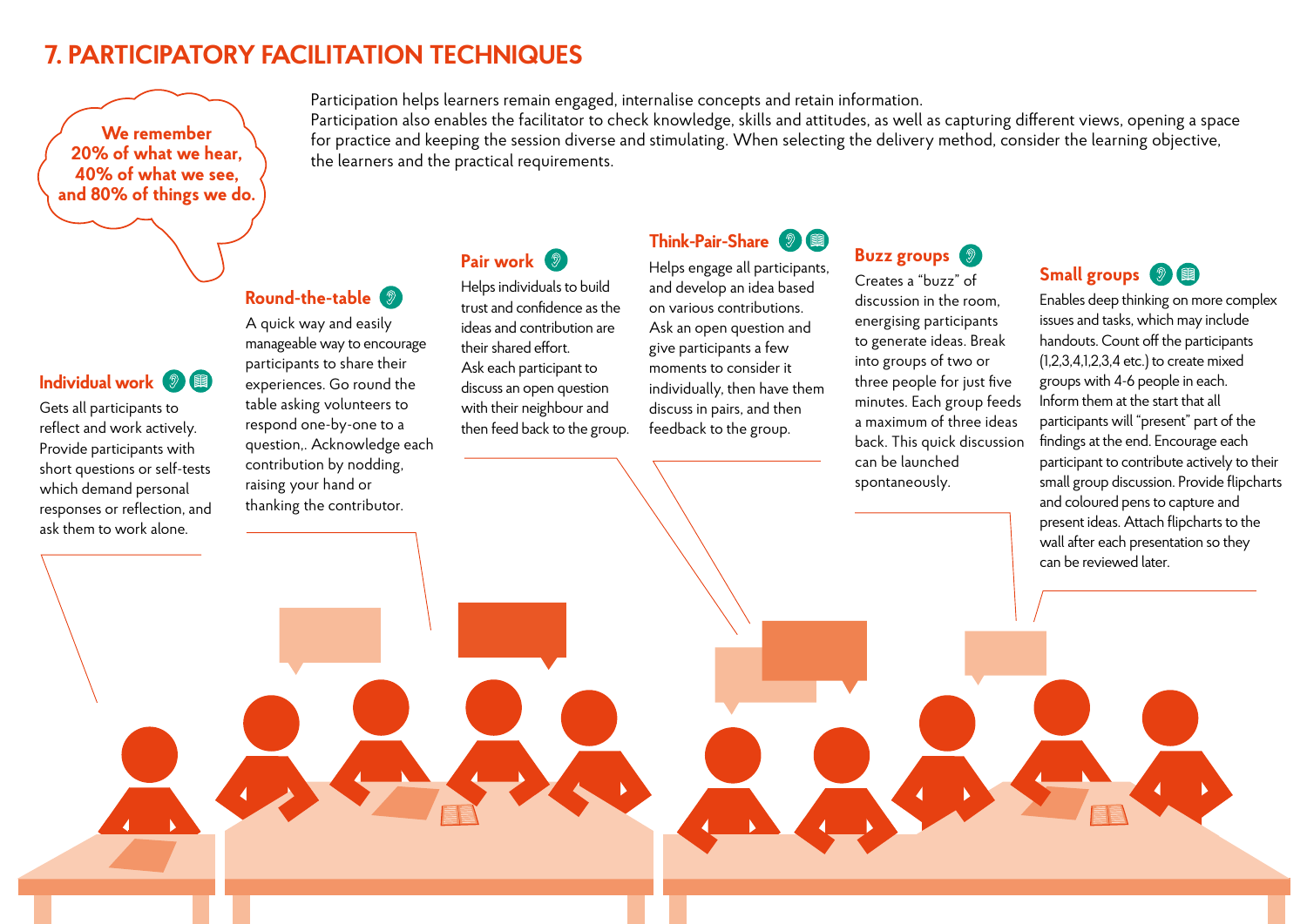# 7. PARTICIPATORY FACILITATION TECHNIQUES

**We remember 20% of what we hear, 40% of what we see, and 80% of things we do.**

Participation helps learners remain engaged, internalise concepts and retain information.
Participation also enables the facilitator to check knowledge, skills and attitudes, as well as capturing different views, opening a space for practice and keeping the session diverse and stimulating. When selecting the delivery method, consider the learning objective, the learners and the practical requirements.

## Individual work

Gets all participants to reflect and work actively. Provide participants with short questions or self-tests which demand personal responses or reflection, and ask them to work alone.

## Round-the-table

A quick way and easily manageable way to encourage participants to share their experiences. Go round the table asking volunteers to respond one-by-one to a question,. Acknowledge each contribution by nodding, raising your hand or thanking the contributor.

## Pair work

Helps individuals to build trust and confidence as the ideas and contribution are their shared effort.
Ask each participant to discuss an open question with their neighbour and then feed back to the group.

## Think-Pair-Share

Helps engage all participants, and develop an idea based on various contributions. Ask an open question and give participants a few moments to consider it individually, then have them discuss in pairs, and then feedback to the group.

## Buzz groups

Creates a "buzz" of discussion in the room, energising participants to generate ideas. Break into groups of two or three people for just five minutes. Each group feeds a maximum of three ideas back. This quick discussion can be launched spontaneously.

## Small groups

Enables deep thinking on more complex issues and tasks, which may include handouts. Count off the participants (1,2,3,4,1,2,3,4 etc.) to create mixed groups with 4-6 people in each. Inform them at the start that all participants will "present" part of the findings at the end. Encourage each participant to contribute actively to their small group discussion. Provide flipcharts and coloured pens to capture and present ideas. Attach flipcharts to the wall after each presentation so they can be reviewed later.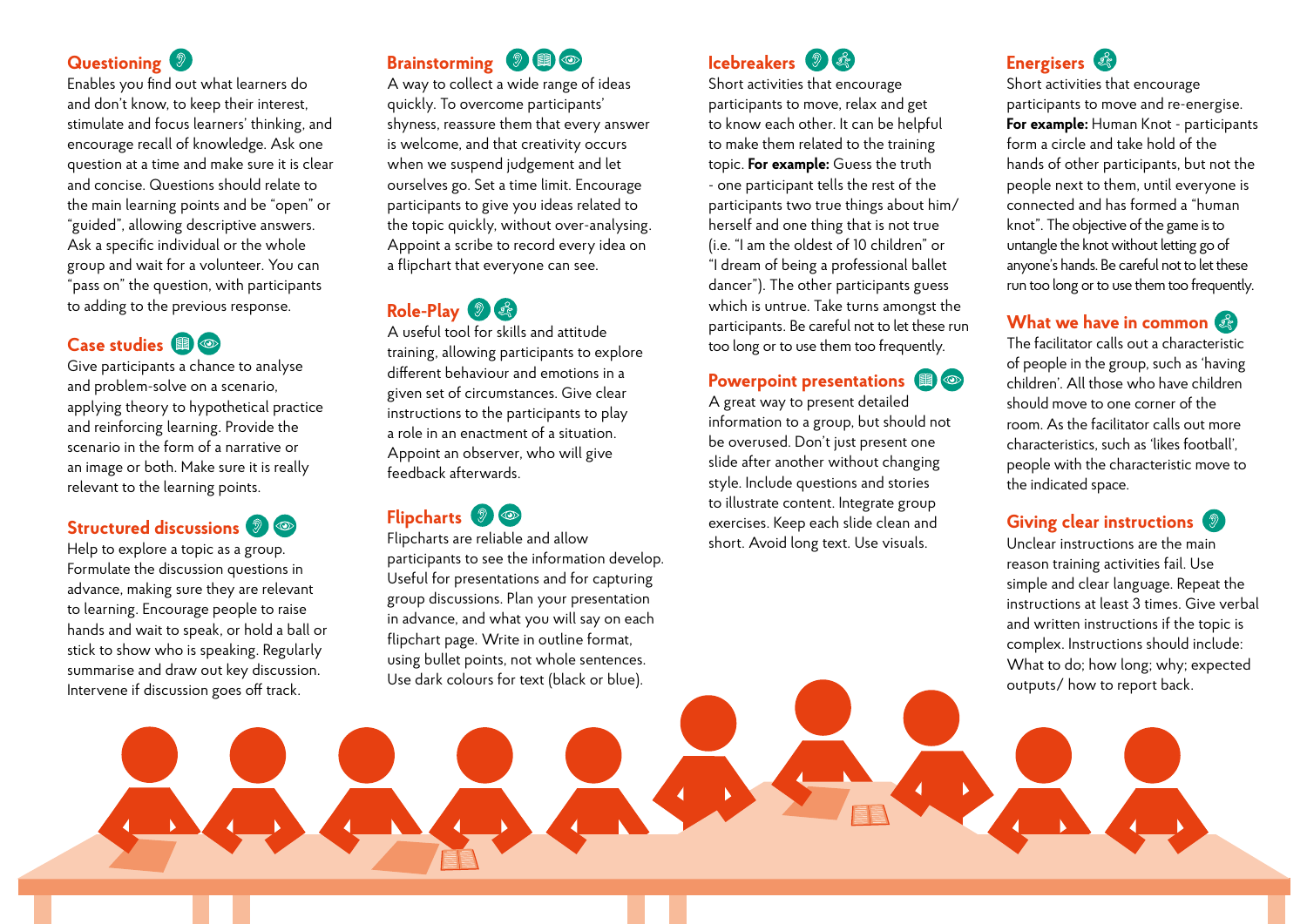## Questioning

Enables you find out what learners do and don't know, to keep their interest, stimulate and focus learners' thinking, and encourage recall of knowledge. Ask one question at a time and make sure it is clear and concise. Questions should relate to the main learning points and be "open" or "guided", allowing descriptive answers. Ask a specific individual or the whole group and wait for a volunteer. You can "pass on" the question, with participants to adding to the previous response.

## Case studies

Give participants a chance to analyse and problem-solve on a scenario, applying theory to hypothetical practice and reinforcing learning. Provide the scenario in the form of a narrative or an image or both. Make sure it is really relevant to the learning points.

## Structured discussions

Help to explore a topic as a group. Formulate the discussion questions in advance, making sure they are relevant to learning. Encourage people to raise hands and wait to speak, or hold a ball or stick to show who is speaking. Regularly summarise and draw out key discussion. Intervene if discussion goes off track.

## Brainstorming

A way to collect a wide range of ideas quickly. To overcome participants' shyness, reassure them that every answer is welcome, and that creativity occurs when we suspend judgement and let ourselves go. Set a time limit. Encourage participants to give you ideas related to the topic quickly, without over-analysing. Appoint a scribe to record every idea on a flipchart that everyone can see.

## Role-Play

A useful tool for skills and attitude training, allowing participants to explore different behaviour and emotions in a given set of circumstances. Give clear instructions to the participants to play a role in an enactment of a situation. Appoint an observer, who will give feedback afterwards.

## Flipcharts

Flipcharts are reliable and allow participants to see the information develop. Useful for presentations and for capturing group discussions. Plan your presentation in advance, and what you will say on each flipchart page. Write in outline format, using bullet points, not whole sentences. Use dark colours for text (black or blue).

## Icebreakers

Short activities that encourage participants to move, relax and get to know each other. It can be helpful to make them related to the training topic. **For example:** Guess the truth - one participant tells the rest of the participants two true things about him/herself and one thing that is not true (i.e. "I am the oldest of 10 children" or "I dream of being a professional ballet dancer"). The other participants guess which is untrue. Take turns amongst the participants. Be careful not to let these run too long or to use them too frequently.

## Powerpoint presentations

A great way to present detailed information to a group, but should not be overused. Don't just present one slide after another without changing style. Include questions and stories to illustrate content. Integrate group exercises. Keep each slide clean and short. Avoid long text. Use visuals.

## Energisers

Short activities that encourage participants to move and re-energise. **For example:** Human Knot - participants form a circle and take hold of the hands of other participants, but not the people next to them, until everyone is connected and has formed a "human knot". The objective of the game is to untangle the knot without letting go of anyone's hands. Be careful not to let these run too long or to use them too frequently.

## What we have in common

The facilitator calls out a characteristic of people in the group, such as 'having children'. All those who have children should move to one corner of the room. As the facilitator calls out more characteristics, such as 'likes football', people with the characteristic move to the indicated space.

## Giving clear instructions

Unclear instructions are the main reason training activities fail. Use simple and clear language. Repeat the instructions at least 3 times. Give verbal and written instructions if the topic is complex. Instructions should include: What to do; how long; why; expected outputs/ how to report back.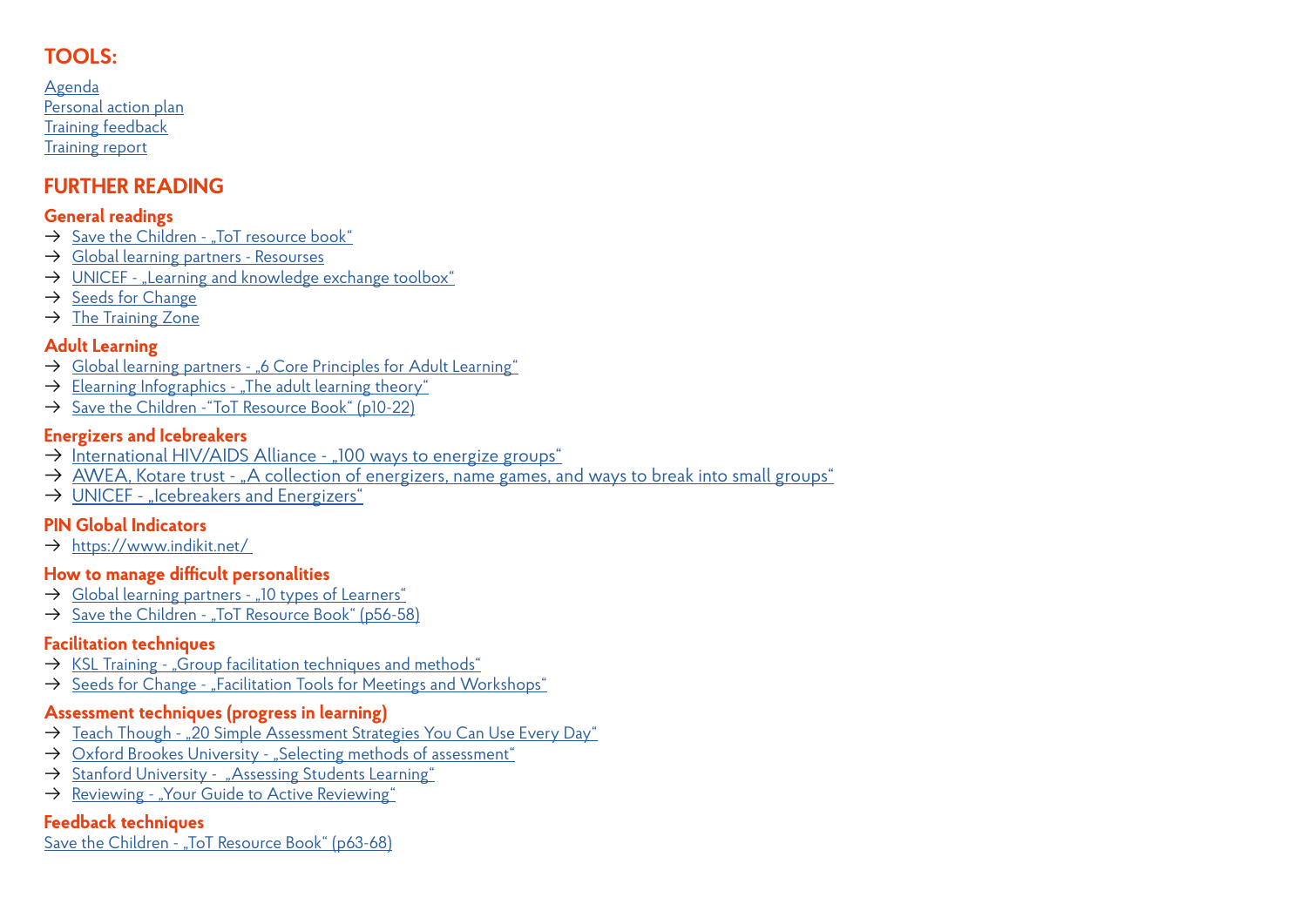## TOOLS:

Agenda
Personal action plan
Training feedback
Training report

## FURTHER READING

### General readings

→ Save the Children - „ToT resource book"
→ Global learning partners - Resourses
→ UNICEF - „Learning and knowledge exchange toolbox"
→ Seeds for Change
→ The Training Zone

### Adult Learning

→ Global learning partners - „6 Core Principles for Adult Learning"
→ Elearning Infographics - „The adult learning theory"
→ Save the Children -"ToT Resource Book" (p10-22)

### Energizers and Icebreakers

→ International HIV/AIDS Alliance - „100 ways to energize groups"
→ AWEA, Kotare trust - „A collection of energizers, name games, and ways to break into small groups"
→ UNICEF - „Icebreakers and Energizers"

### PIN Global Indicators

→ https://www.indikit.net/

### How to manage difficult personalities

→ Global learning partners - „10 types of Learners"
→ Save the Children - „ToT Resource Book" (p56-58)

### Facilitation techniques

→ KSL Training - „Group facilitation techniques and methods"
→ Seeds for Change - „Facilitation Tools for Meetings and Workshops"

### Assessment techniques (progress in learning)

→ Teach Though - „20 Simple Assessment Strategies You Can Use Every Day"
→ Oxford Brookes University - „Selecting methods of assessment"
→ Stanford University - „Assessing Students Learning"
→ Reviewing - „Your Guide to Active Reviewing"

### Feedback techniques

Save the Children - „ToT Resource Book" (p63-68)